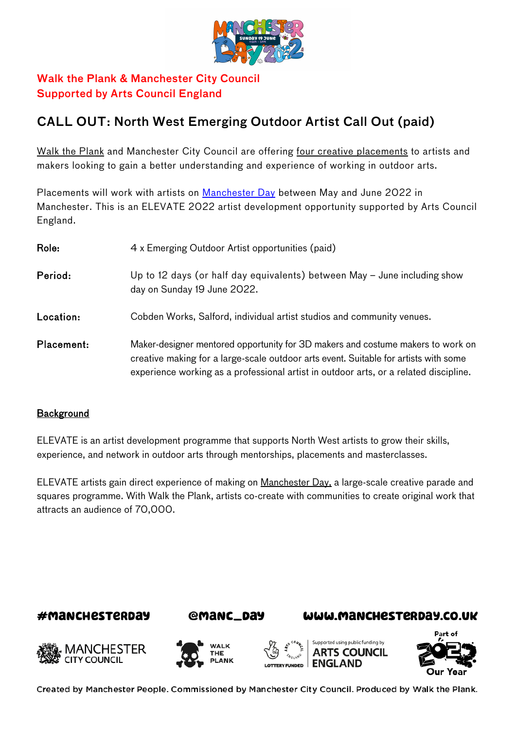**Walk the Plank & Manchester City Council**
**Supported by Arts Council England**

# CALL OUT: North West Emerging Outdoor Artist Call Out (paid)

Walk the Plank and Manchester City Council are offering four creative placements to artists and makers looking to gain a better understanding and experience of working in outdoor arts.

Placements will work with artists on Manchester Day between May and June 2022 in Manchester. This is an ELEVATE 2022 artist development opportunity supported by Arts Council England.

| | |
|---|---|
| **Role:** | 4 x Emerging Outdoor Artist opportunities (paid) |
| **Period:** | Up to 12 days (or half day equivalents) between May – June including show day on Sunday 19 June 2022. |
| **Location:** | Cobden Works, Salford, individual artist studios and community venues. |
| **Placement:** | Maker-designer mentored opportunity for 3D makers and costume makers to work on creative making for a large-scale outdoor arts event. Suitable for artists with some experience working as a professional artist in outdoor arts, or a related discipline. |

## Background

ELEVATE is an artist development programme that supports North West artists to grow their skills, experience, and network in outdoor arts through mentorships, placements and masterclasses.

ELEVATE artists gain direct experience of making on Manchester Day, a large-scale creative parade and squares programme. With Walk the Plank, artists co-create with communities to create original work that attracts an audience of 70,000.

#MANCHESTERDAY @MANC_DAY WWW.MANCHESTERDAY.CO.UK

Created by Manchester People. Commissioned by Manchester City Council. Produced by Walk the Plank.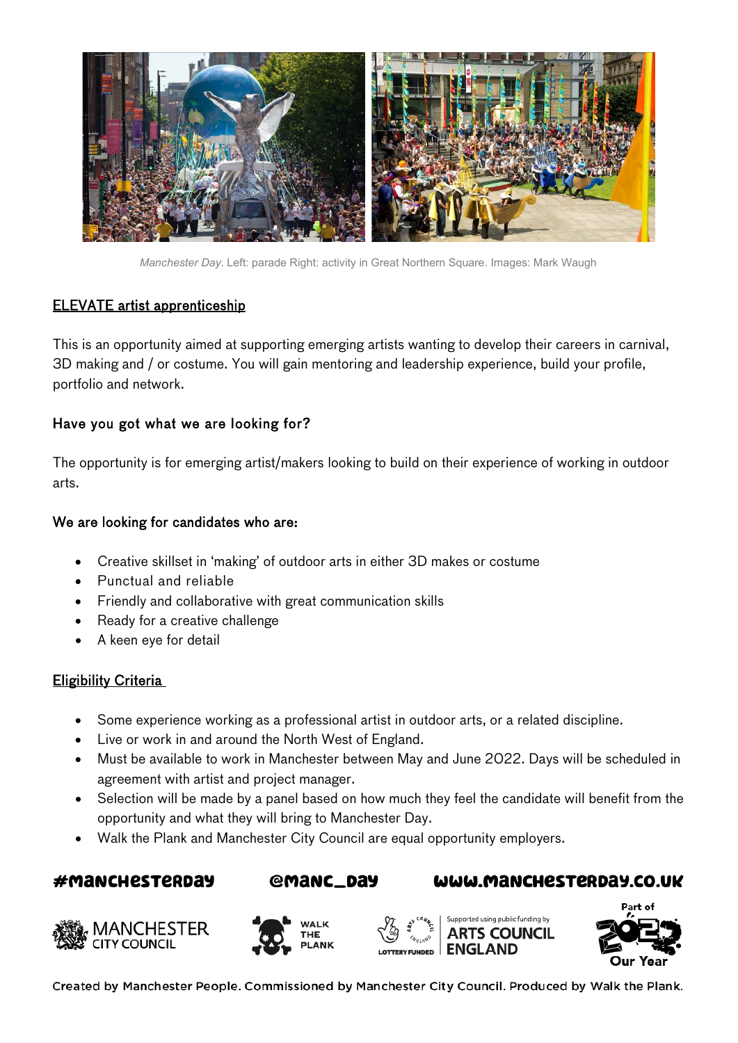*Manchester Day*. Left: parade Right: activity in Great Northern Square. Images: Mark Waugh

## ELEVATE artist apprenticeship

This is an opportunity aimed at supporting emerging artists wanting to develop their careers in carnival, 3D making and / or costume. You will gain mentoring and leadership experience, build your profile, portfolio and network.

### Have you got what we are looking for?

The opportunity is for emerging artist/makers looking to build on their experience of working in outdoor arts.

### We are looking for candidates who are:

- Creative skillset in 'making' of outdoor arts in either 3D makes or costume
- Punctual and reliable
- Friendly and collaborative with great communication skills
- Ready for a creative challenge
- A keen eye for detail

## Eligibility Criteria

- Some experience working as a professional artist in outdoor arts, or a related discipline.
- Live or work in and around the North West of England.
- Must be available to work in Manchester between May and June 2022. Days will be scheduled in agreement with artist and project manager.
- Selection will be made by a panel based on how much they feel the candidate will benefit from the opportunity and what they will bring to Manchester Day.
- Walk the Plank and Manchester City Council are equal opportunity employers.

#MANCHESTERDAY @MANC_DAY WWW.MANCHESTERDAY.CO.UK

MANCHESTER CITY COUNCIL | WALK THE PLANK | LOTTERY FUNDED | Supported using public funding by ARTS COUNCIL ENGLAND | Part of 2022 Our Year

Created by Manchester People. Commissioned by Manchester City Council. Produced by Walk the Plank.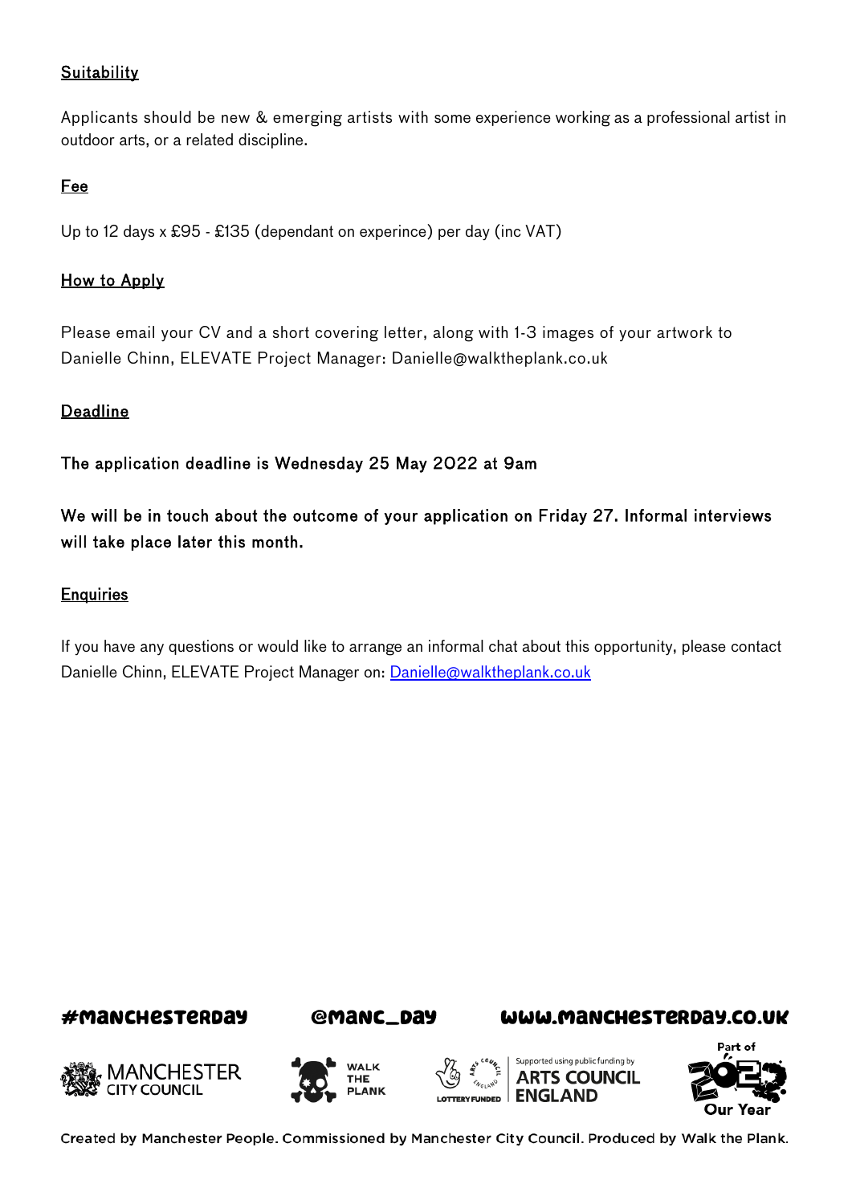## Suitability

Applicants should be new & emerging artists with some experience working as a professional artist in outdoor arts, or a related discipline.

## Fee

Up to 12 days x £95 - £135 (dependant on experince) per day (inc VAT)

## How to Apply

Please email your CV and a short covering letter, along with 1-3 images of your artwork to Danielle Chinn, ELEVATE Project Manager: Danielle@walktheplank.co.uk

## Deadline

The application deadline is Wednesday 25 May 2022 at 9am

We will be in touch about the outcome of your application on Friday 27. Informal interviews will take place later this month.

## Enquiries

If you have any questions or would like to arrange an informal chat about this opportunity, please contact Danielle Chinn, ELEVATE Project Manager on: Danielle@walktheplank.co.uk

#MANCHESTERDAY @MANC_DAY WWW.MANCHESTERDAY.CO.UK

Created by Manchester People. Commissioned by Manchester City Council. Produced by Walk the Plank.